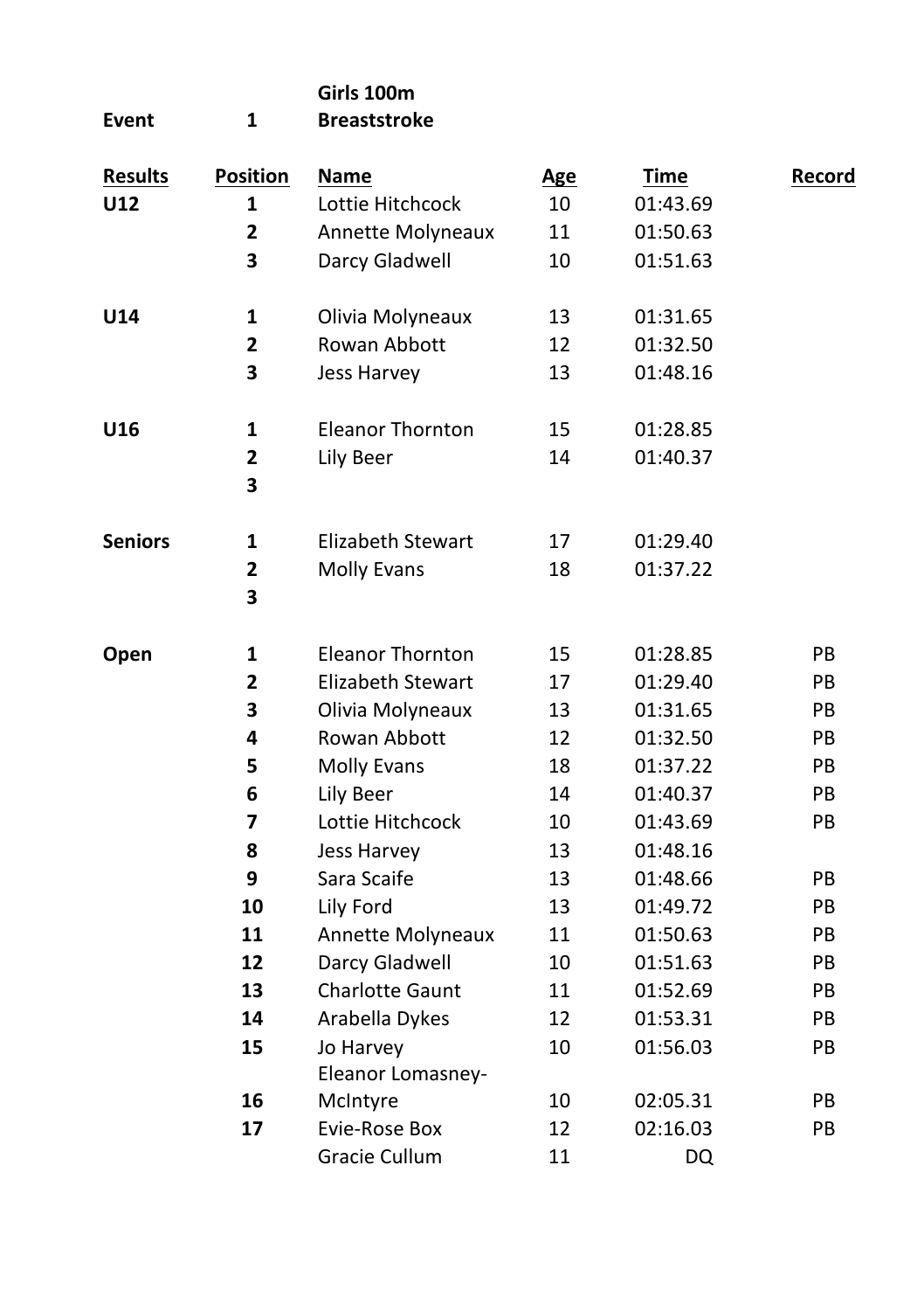| Event | 1 | Girls 100m Breaststroke | | | |
|---|---|---|---|---|---|
| **Results** | **Position** | **Name** | **Age** | **Time** | **Record** |
| **U12** | **1** | Lottie Hitchcock | 10 | 01:43.69 | |
| | **2** | Annette Molyneaux | 11 | 01:50.63 | |
| | **3** | Darcy Gladwell | 10 | 01:51.63 | |
| **U14** | **1** | Olivia Molyneaux | 13 | 01:31.65 | |
| | **2** | Rowan Abbott | 12 | 01:32.50 | |
| | **3** | Jess Harvey | 13 | 01:48.16 | |
| **U16** | **1** | Eleanor Thornton | 15 | 01:28.85 | |
| | **2** | Lily Beer | 14 | 01:40.37 | |
| | **3** | | | | |
| **Seniors** | **1** | Elizabeth Stewart | 17 | 01:29.40 | |
| | **2** | Molly Evans | 18 | 01:37.22 | |
| | **3** | | | | |
| **Open** | **1** | Eleanor Thornton | 15 | 01:28.85 | PB |
| | **2** | Elizabeth Stewart | 17 | 01:29.40 | PB |
| | **3** | Olivia Molyneaux | 13 | 01:31.65 | PB |
| | **4** | Rowan Abbott | 12 | 01:32.50 | PB |
| | **5** | Molly Evans | 18 | 01:37.22 | PB |
| | **6** | Lily Beer | 14 | 01:40.37 | PB |
| | **7** | Lottie Hitchcock | 10 | 01:43.69 | PB |
| | **8** | Jess Harvey | 13 | 01:48.16 | |
| | **9** | Sara Scaife | 13 | 01:48.66 | PB |
| | **10** | Lily Ford | 13 | 01:49.72 | PB |
| | **11** | Annette Molyneaux | 11 | 01:50.63 | PB |
| | **12** | Darcy Gladwell | 10 | 01:51.63 | PB |
| | **13** | Charlotte Gaunt | 11 | 01:52.69 | PB |
| | **14** | Arabella Dykes | 12 | 01:53.31 | PB |
| | **15** | Jo Harvey | 10 | 01:56.03 | PB |
| | **16** | Eleanor Lomasney-McIntyre | 10 | 02:05.31 | PB |
| | **17** | Evie-Rose Box | 12 | 02:16.03 | PB |
| | | Gracie Cullum | 11 | DQ | |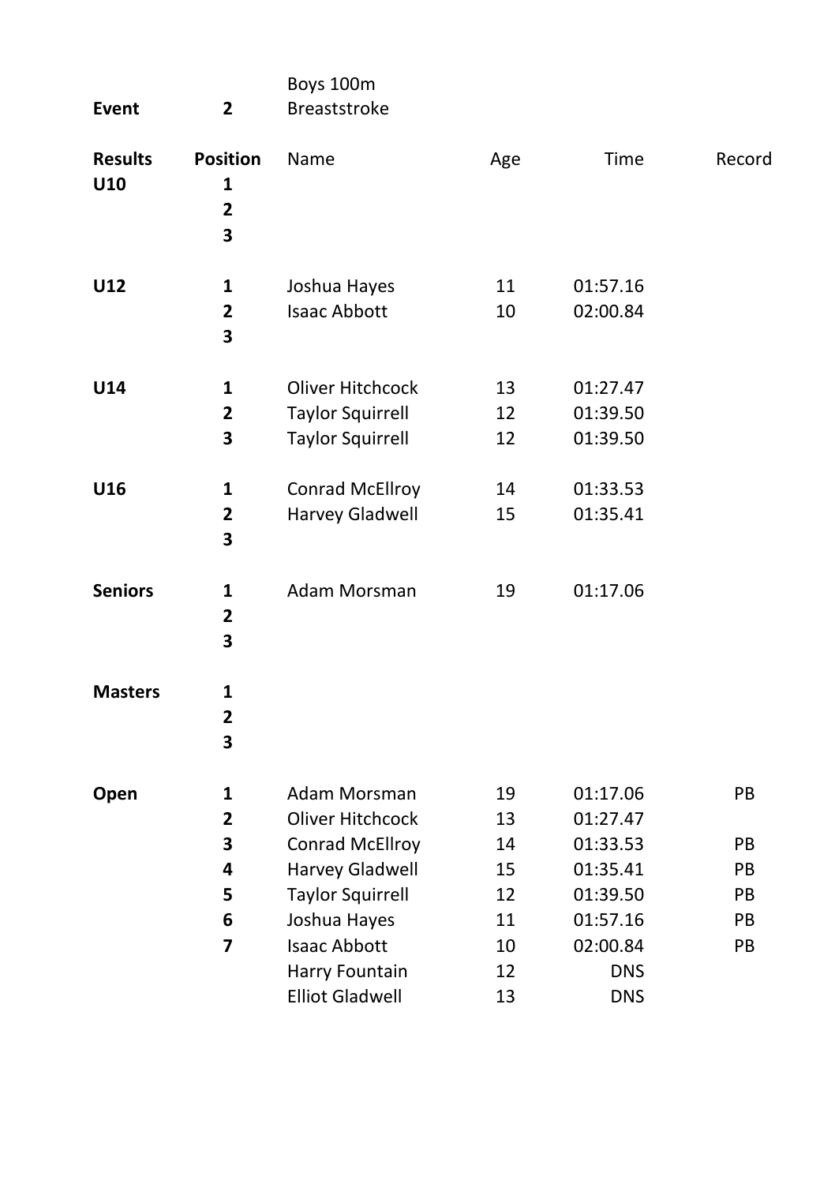| **Event** | **2** | Boys 100m Breaststroke | | | |
|---|---|---|---|---|---|
| **Results** | **Position** | Name | Age | Time | Record |
| **U10** | **1** | | | | |
| | **2** | | | | |
| | **3** | | | | |
| **U12** | **1** | Joshua Hayes | 11 | 01:57.16 | |
| | **2** | Isaac Abbott | 10 | 02:00.84 | |
| | **3** | | | | |
| **U14** | **1** | Oliver Hitchcock | 13 | 01:27.47 | |
| | **2** | Taylor Squirrell | 12 | 01:39.50 | |
| | **3** | Taylor Squirrell | 12 | 01:39.50 | |
| **U16** | **1** | Conrad McEllroy | 14 | 01:33.53 | |
| | **2** | Harvey Gladwell | 15 | 01:35.41 | |
| | **3** | | | | |
| **Seniors** | **1** | Adam Morsman | 19 | 01:17.06 | |
| | **2** | | | | |
| | **3** | | | | |
| **Masters** | **1** | | | | |
| | **2** | | | | |
| | **3** | | | | |
| **Open** | **1** | Adam Morsman | 19 | 01:17.06 | PB |
| | **2** | Oliver Hitchcock | 13 | 01:27.47 | |
| | **3** | Conrad McEllroy | 14 | 01:33.53 | PB |
| | **4** | Harvey Gladwell | 15 | 01:35.41 | PB |
| | **5** | Taylor Squirrell | 12 | 01:39.50 | PB |
| | **6** | Joshua Hayes | 11 | 01:57.16 | PB |
| | **7** | Isaac Abbott | 10 | 02:00.84 | PB |
| | | Harry Fountain | 12 | DNS | |
| | | Elliot Gladwell | 13 | DNS | |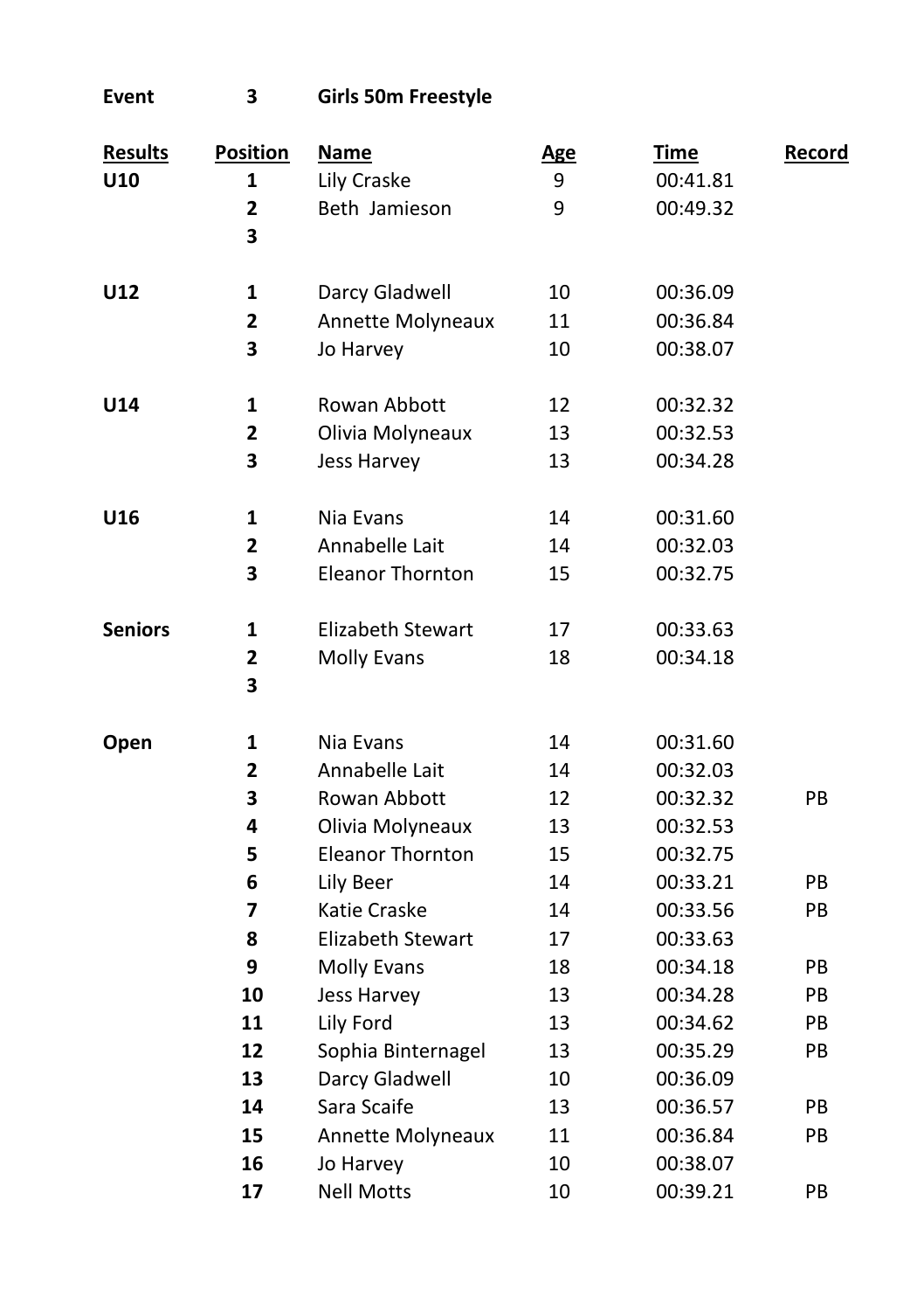**Event** **3** **Girls 50m Freestyle**

| Results | Position | Name | Age | Time | Record |
|---|---|---|---|---|---|
| **U10** | **1** | Lily Craske | 9 | 00:41.81 | |
| | **2** | Beth Jamieson | 9 | 00:49.32 | |
| | **3** | | | | |
| **U12** | **1** | Darcy Gladwell | 10 | 00:36.09 | |
| | **2** | Annette Molyneaux | 11 | 00:36.84 | |
| | **3** | Jo Harvey | 10 | 00:38.07 | |
| **U14** | **1** | Rowan Abbott | 12 | 00:32.32 | |
| | **2** | Olivia Molyneaux | 13 | 00:32.53 | |
| | **3** | Jess Harvey | 13 | 00:34.28 | |
| **U16** | **1** | Nia Evans | 14 | 00:31.60 | |
| | **2** | Annabelle Lait | 14 | 00:32.03 | |
| | **3** | Eleanor Thornton | 15 | 00:32.75 | |
| **Seniors** | **1** | Elizabeth Stewart | 17 | 00:33.63 | |
| | **2** | Molly Evans | 18 | 00:34.18 | |
| | **3** | | | | |
| **Open** | **1** | Nia Evans | 14 | 00:31.60 | |
| | **2** | Annabelle Lait | 14 | 00:32.03 | |
| | **3** | Rowan Abbott | 12 | 00:32.32 | PB |
| | **4** | Olivia Molyneaux | 13 | 00:32.53 | |
| | **5** | Eleanor Thornton | 15 | 00:32.75 | |
| | **6** | Lily Beer | 14 | 00:33.21 | PB |
| | **7** | Katie Craske | 14 | 00:33.56 | PB |
| | **8** | Elizabeth Stewart | 17 | 00:33.63 | |
| | **9** | Molly Evans | 18 | 00:34.18 | PB |
| | **10** | Jess Harvey | 13 | 00:34.28 | PB |
| | **11** | Lily Ford | 13 | 00:34.62 | PB |
| | **12** | Sophia Binternagel | 13 | 00:35.29 | PB |
| | **13** | Darcy Gladwell | 10 | 00:36.09 | |
| | **14** | Sara Scaife | 13 | 00:36.57 | PB |
| | **15** | Annette Molyneaux | 11 | 00:36.84 | PB |
| | **16** | Jo Harvey | 10 | 00:38.07 | |
| | **17** | Nell Motts | 10 | 00:39.21 | PB |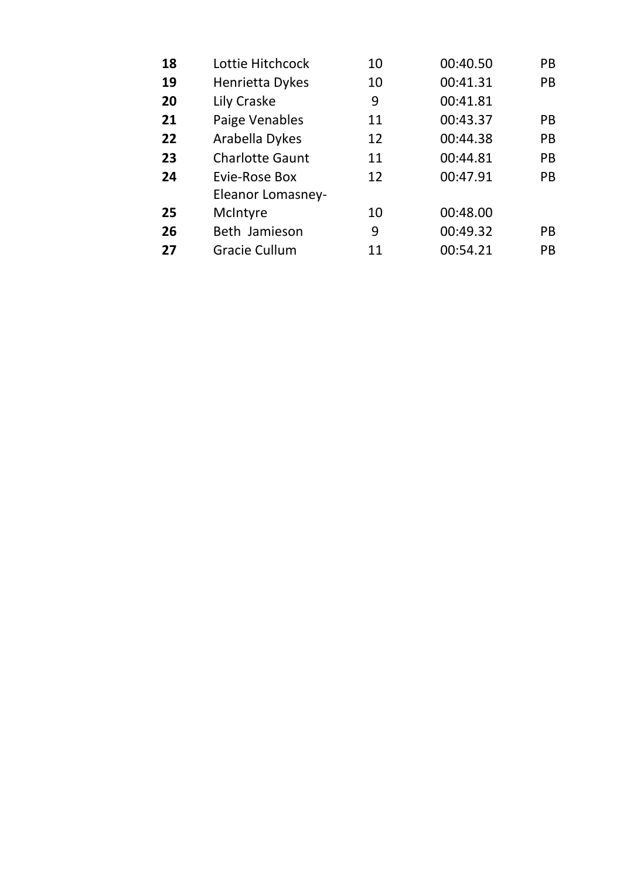| | | | | |
|---|---|---|---|---|
| **18** | Lottie Hitchcock | 10 | 00:40.50 | PB |
| **19** | Henrietta Dykes | 10 | 00:41.31 | PB |
| **20** | Lily Craske | 9 | 00:41.81 | |
| **21** | Paige Venables | 11 | 00:43.37 | PB |
| **22** | Arabella Dykes | 12 | 00:44.38 | PB |
| **23** | Charlotte Gaunt | 11 | 00:44.81 | PB |
| **24** | Evie-Rose Box | 12 | 00:47.91 | PB |
| **25** | Eleanor Lomasney-McIntyre | 10 | 00:48.00 | |
| **26** | Beth Jamieson | 9 | 00:49.32 | PB |
| **27** | Gracie Cullum | 11 | 00:54.21 | PB |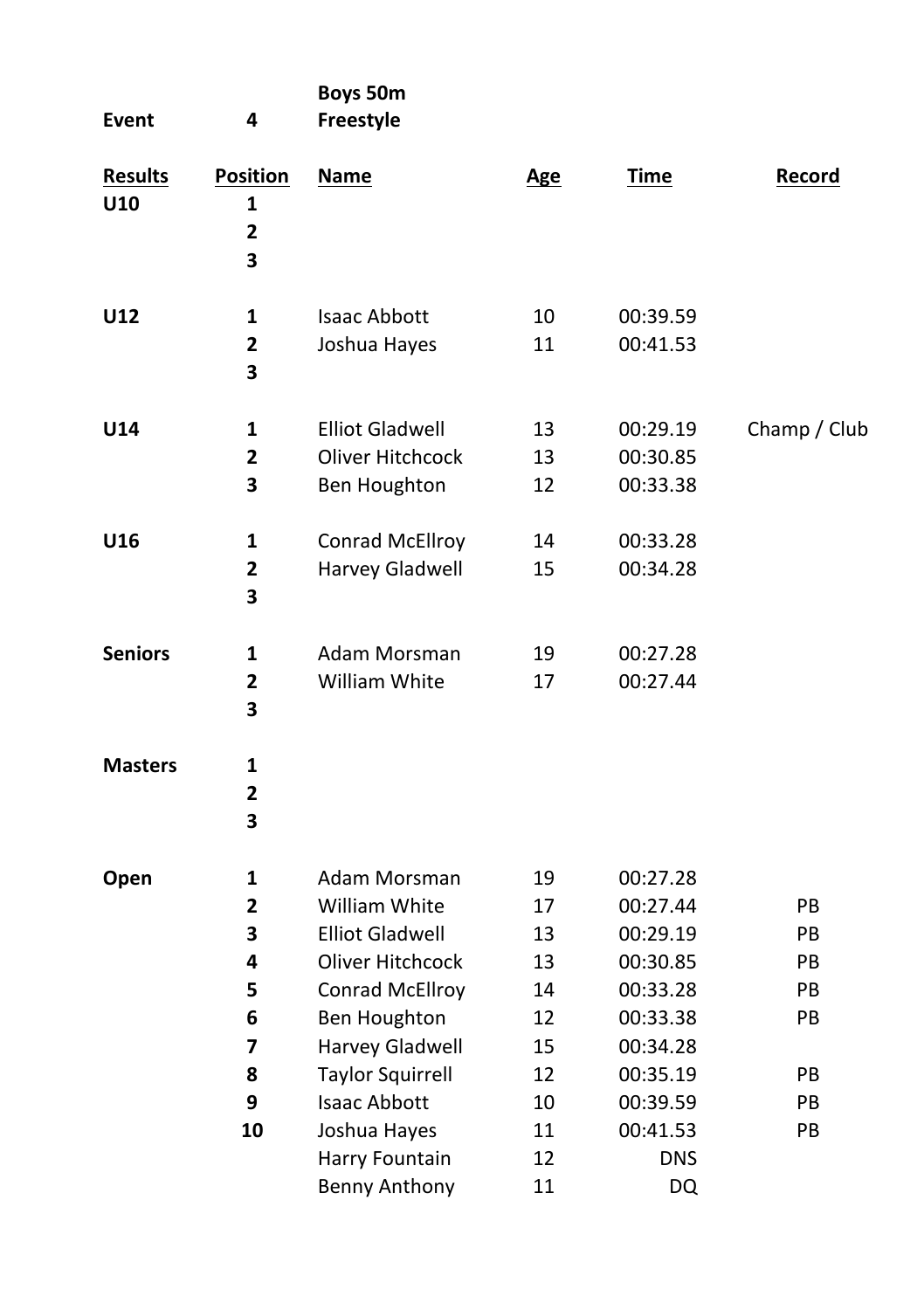| **Event** | **4** | **Boys 50m Freestyle** | | | |
|---|---|---|---|---|---|
| **Results** | **Position** | **Name** | **Age** | **Time** | **Record** |
| **U10** | **1** | | | | |
| | **2** | | | | |
| | **3** | | | | |
| **U12** | **1** | Isaac Abbott | 10 | 00:39.59 | |
| | **2** | Joshua Hayes | 11 | 00:41.53 | |
| | **3** | | | | |
| **U14** | **1** | Elliot Gladwell | 13 | 00:29.19 | Champ / Club |
| | **2** | Oliver Hitchcock | 13 | 00:30.85 | |
| | **3** | Ben Houghton | 12 | 00:33.38 | |
| **U16** | **1** | Conrad McEllroy | 14 | 00:33.28 | |
| | **2** | Harvey Gladwell | 15 | 00:34.28 | |
| | **3** | | | | |
| **Seniors** | **1** | Adam Morsman | 19 | 00:27.28 | |
| | **2** | William White | 17 | 00:27.44 | |
| | **3** | | | | |
| **Masters** | **1** | | | | |
| | **2** | | | | |
| | **3** | | | | |
| **Open** | **1** | Adam Morsman | 19 | 00:27.28 | |
| | **2** | William White | 17 | 00:27.44 | PB |
| | **3** | Elliot Gladwell | 13 | 00:29.19 | PB |
| | **4** | Oliver Hitchcock | 13 | 00:30.85 | PB |
| | **5** | Conrad McEllroy | 14 | 00:33.28 | PB |
| | **6** | Ben Houghton | 12 | 00:33.38 | PB |
| | **7** | Harvey Gladwell | 15 | 00:34.28 | |
| | **8** | Taylor Squirrell | 12 | 00:35.19 | PB |
| | **9** | Isaac Abbott | 10 | 00:39.59 | PB |
| | **10** | Joshua Hayes | 11 | 00:41.53 | PB |
| | | Harry Fountain | 12 | DNS | |
| | | Benny Anthony | 11 | DQ | |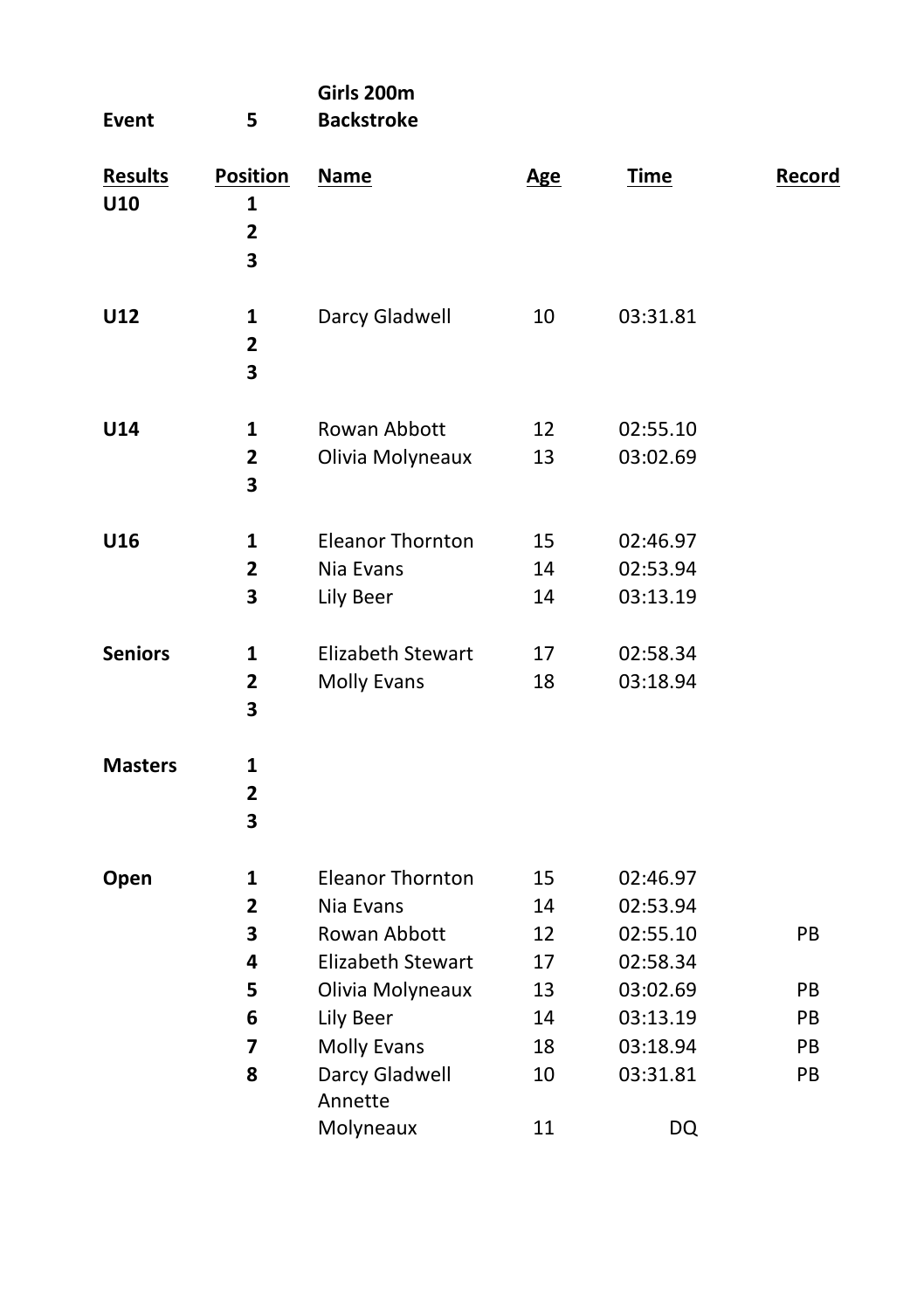| **Event** | **5** | **Girls 200m Backstroke** | | | |
|---|---|---|---|---|---|
| **Results** | **Position** | **Name** | **Age** | **Time** | **Record** |
| **U10** | **1** | | | | |
| | **2** | | | | |
| | **3** | | | | |
| **U12** | **1** | Darcy Gladwell | 10 | 03:31.81 | |
| | **2** | | | | |
| | **3** | | | | |
| **U14** | **1** | Rowan Abbott | 12 | 02:55.10 | |
| | **2** | Olivia Molyneaux | 13 | 03:02.69 | |
| | **3** | | | | |
| **U16** | **1** | Eleanor Thornton | 15 | 02:46.97 | |
| | **2** | Nia Evans | 14 | 02:53.94 | |
| | **3** | Lily Beer | 14 | 03:13.19 | |
| **Seniors** | **1** | Elizabeth Stewart | 17 | 02:58.34 | |
| | **2** | Molly Evans | 18 | 03:18.94 | |
| | **3** | | | | |
| **Masters** | **1** | | | | |
| | **2** | | | | |
| | **3** | | | | |
| **Open** | **1** | Eleanor Thornton | 15 | 02:46.97 | |
| | **2** | Nia Evans | 14 | 02:53.94 | |
| | **3** | Rowan Abbott | 12 | 02:55.10 | PB |
| | **4** | Elizabeth Stewart | 17 | 02:58.34 | |
| | **5** | Olivia Molyneaux | 13 | 03:02.69 | PB |
| | **6** | Lily Beer | 14 | 03:13.19 | PB |
| | **7** | Molly Evans | 18 | 03:18.94 | PB |
| | **8** | Darcy Gladwell | 10 | 03:31.81 | PB |
| | | Annette Molyneaux | 11 | DQ | |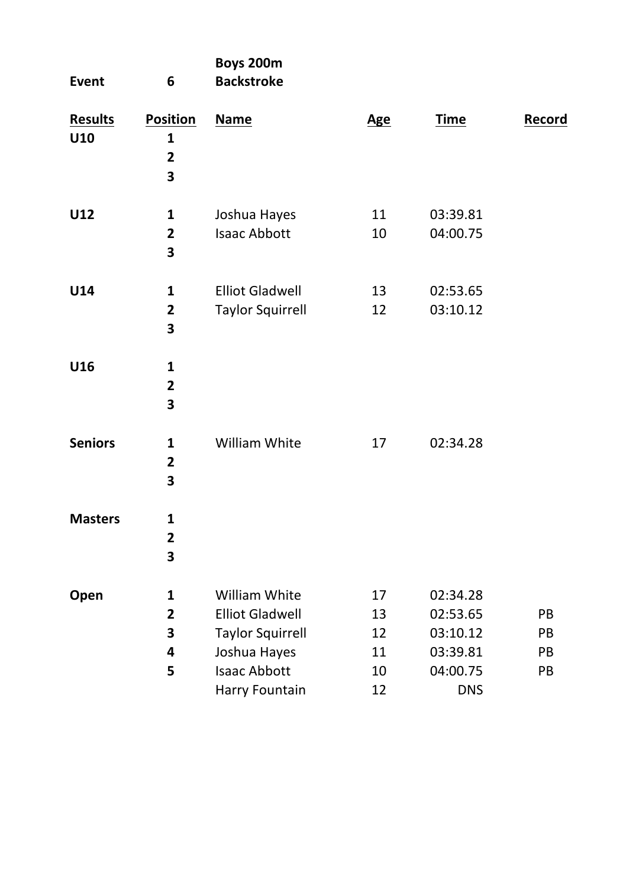| Event | 6 | Boys 200m Backstroke | | | |
|---|---|---|---|---|---|
| **Results** | **Position** | **Name** | **Age** | **Time** | **Record** |
| **U10** | **1** | | | | |
| | **2** | | | | |
| | **3** | | | | |
| **U12** | **1** | Joshua Hayes | 11 | 03:39.81 | |
| | **2** | Isaac Abbott | 10 | 04:00.75 | |
| | **3** | | | | |
| **U14** | **1** | Elliot Gladwell | 13 | 02:53.65 | |
| | **2** | Taylor Squirrell | 12 | 03:10.12 | |
| | **3** | | | | |
| **U16** | **1** | | | | |
| | **2** | | | | |
| | **3** | | | | |
| **Seniors** | **1** | William White | 17 | 02:34.28 | |
| | **2** | | | | |
| | **3** | | | | |
| **Masters** | **1** | | | | |
| | **2** | | | | |
| | **3** | | | | |
| **Open** | **1** | William White | 17 | 02:34.28 | |
| | **2** | Elliot Gladwell | 13 | 02:53.65 | PB |
| | **3** | Taylor Squirrell | 12 | 03:10.12 | PB |
| | **4** | Joshua Hayes | 11 | 03:39.81 | PB |
| | **5** | Isaac Abbott | 10 | 04:00.75 | PB |
| | | Harry Fountain | 12 | DNS | |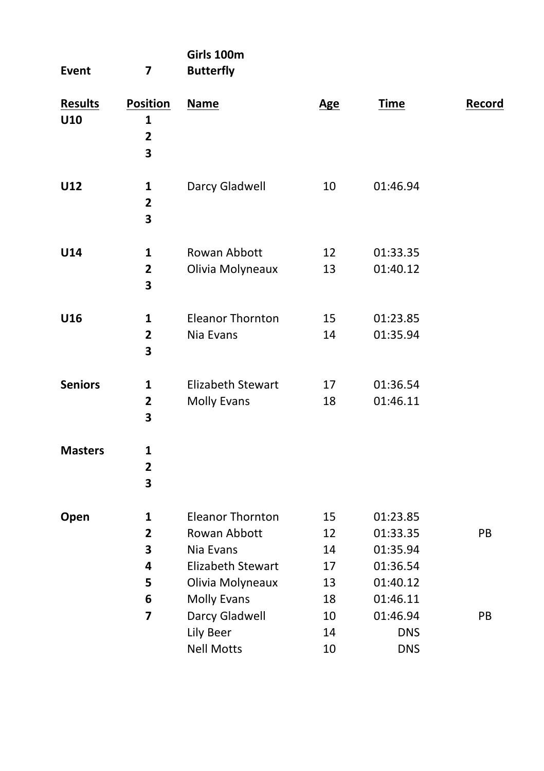| **Event** | **7** | **Girls 100m Butterfly** | | | |
|---|---|---|---|---|---|
| **Results** | **Position** | **Name** | **Age** | **Time** | **Record** |
| **U10** | **1** | | | | |
| | **2** | | | | |
| | **3** | | | | |
| **U12** | **1** | Darcy Gladwell | 10 | 01:46.94 | |
| | **2** | | | | |
| | **3** | | | | |
| **U14** | **1** | Rowan Abbott | 12 | 01:33.35 | |
| | **2** | Olivia Molyneaux | 13 | 01:40.12 | |
| | **3** | | | | |
| **U16** | **1** | Eleanor Thornton | 15 | 01:23.85 | |
| | **2** | Nia Evans | 14 | 01:35.94 | |
| | **3** | | | | |
| **Seniors** | **1** | Elizabeth Stewart | 17 | 01:36.54 | |
| | **2** | Molly Evans | 18 | 01:46.11 | |
| | **3** | | | | |
| **Masters** | **1** | | | | |
| | **2** | | | | |
| | **3** | | | | |
| **Open** | **1** | Eleanor Thornton | 15 | 01:23.85 | |
| | **2** | Rowan Abbott | 12 | 01:33.35 | PB |
| | **3** | Nia Evans | 14 | 01:35.94 | |
| | **4** | Elizabeth Stewart | 17 | 01:36.54 | |
| | **5** | Olivia Molyneaux | 13 | 01:40.12 | |
| | **6** | Molly Evans | 18 | 01:46.11 | |
| | **7** | Darcy Gladwell | 10 | 01:46.94 | PB |
| | | Lily Beer | 14 | DNS | |
| | | Nell Motts | 10 | DNS | |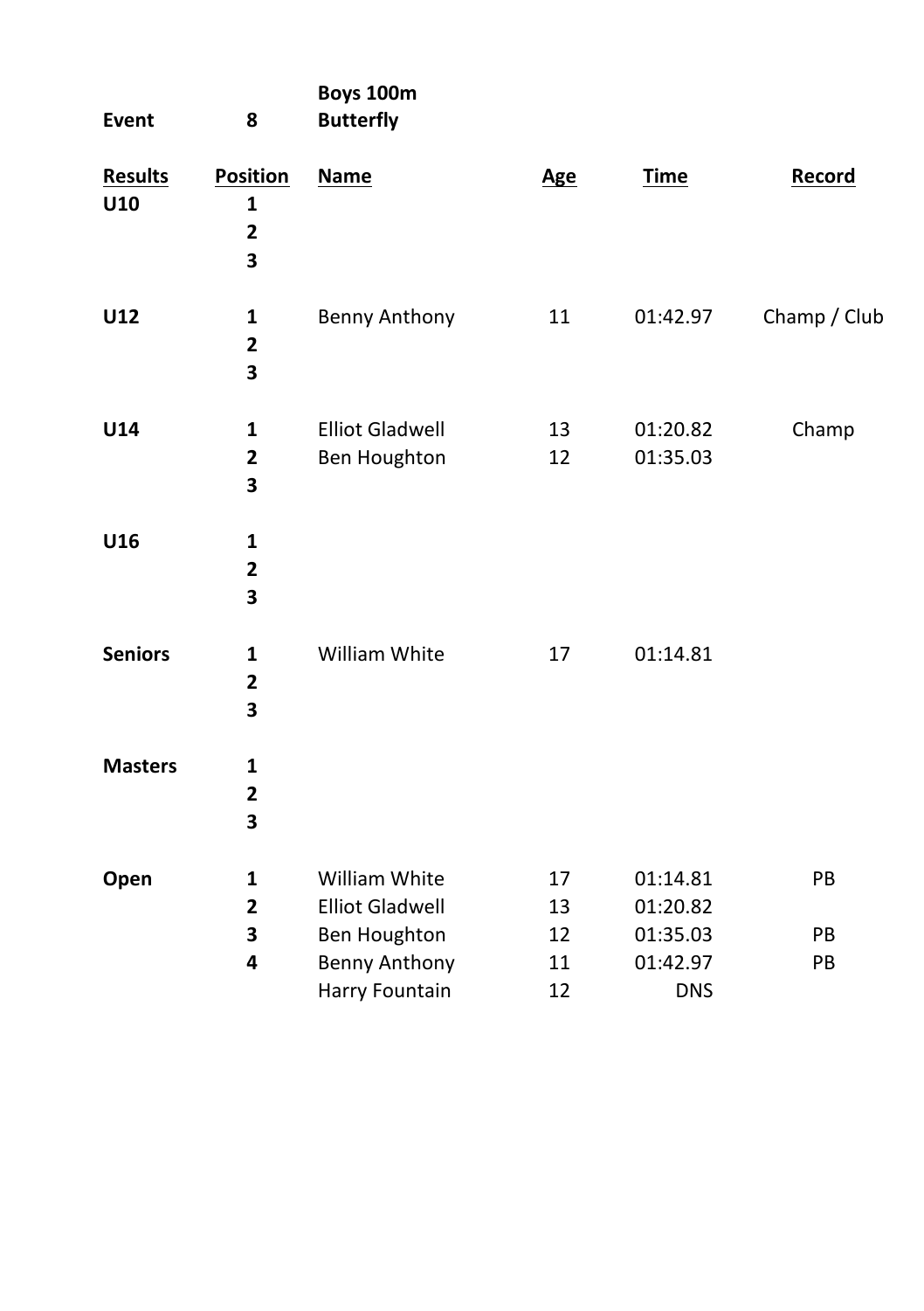| Event | 8 | Boys 100m Butterfly | | | |
|---|---|---|---|---|---|
| **Results** | **Position** | **Name** | **Age** | **Time** | **Record** |
| **U10** | **1** | | | | |
| | **2** | | | | |
| | **3** | | | | |
| **U12** | **1** | Benny Anthony | 11 | 01:42.97 | Champ / Club |
| | **2** | | | | |
| | **3** | | | | |
| **U14** | **1** | Elliot Gladwell | 13 | 01:20.82 | Champ |
| | **2** | Ben Houghton | 12 | 01:35.03 | |
| | **3** | | | | |
| **U16** | **1** | | | | |
| | **2** | | | | |
| | **3** | | | | |
| **Seniors** | **1** | William White | 17 | 01:14.81 | |
| | **2** | | | | |
| | **3** | | | | |
| **Masters** | **1** | | | | |
| | **2** | | | | |
| | **3** | | | | |
| **Open** | **1** | William White | 17 | 01:14.81 | PB |
| | **2** | Elliot Gladwell | 13 | 01:20.82 | |
| | **3** | Ben Houghton | 12 | 01:35.03 | PB |
| | **4** | Benny Anthony | 11 | 01:42.97 | PB |
| | | Harry Fountain | 12 | DNS | |